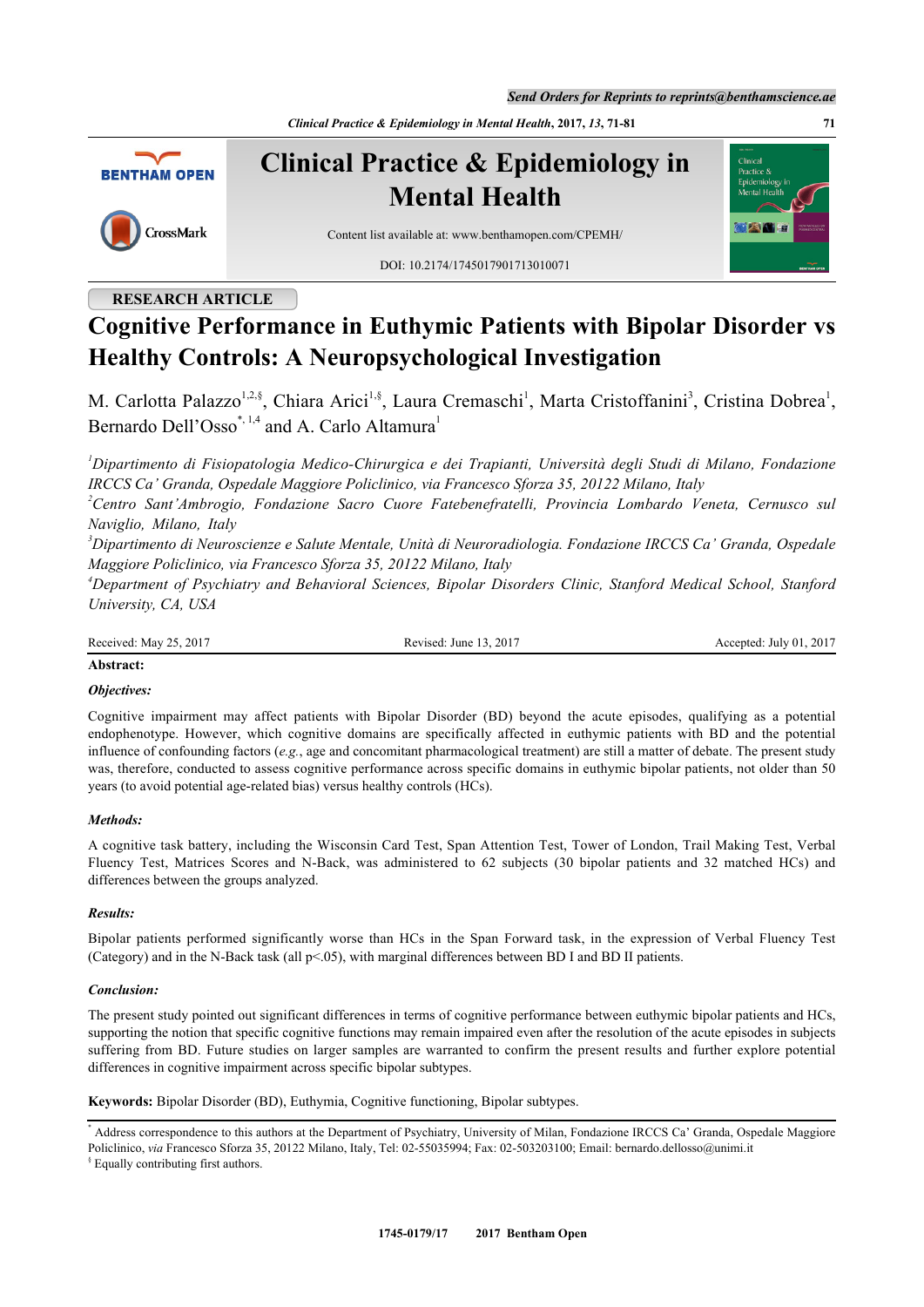RESEARCH ARTICLE

# Cognitive Performance in Euthymic Patients with Bipolar Disorder vs Healthy Controls: A Neuropsychological Investigation

M. Carlotta Palazzo[1,2,§], Chiara Arici[1,§], Laura Cremaschi[1], Marta Cristoffanini[3], Cristina Dobrea[1], Bernardo Dell'Osso[*,1,4] and A. Carlo Altamura[1]

*[1]Dipartimento di Fisiopatologia Medico-Chirurgica e dei Trapianti, Università degli Studi di Milano, Fondazione IRCCS Ca' Granda, Ospedale Maggiore Policlinico, via Francesco Sforza 35, 20122 Milano, Italy*
*[2]Centro Sant'Ambrogio, Fondazione Sacro Cuore Fatebenefratelli, Provincia Lombardo Veneta, Cernusco sul Naviglio, Milano, Italy*
*[3]Dipartimento di Neuroscienze e Salute Mentale, Unità di Neuroradiologia. Fondazione IRCCS Ca' Granda, Ospedale Maggiore Policlinico, via Francesco Sforza 35, 20122 Milano, Italy*
*[4]Department of Psychiatry and Behavioral Sciences, Bipolar Disorders Clinic, Stanford Medical School, Stanford University, CA, USA*

Received: May 25, 2017 Revised: June 13, 2017 Accepted: July 01, 2017

**Abstract:**

***Objectives:***

Cognitive impairment may affect patients with Bipolar Disorder (BD) beyond the acute episodes, qualifying as a potential endophenotype. However, which cognitive domains are specifically affected in euthymic patients with BD and the potential influence of confounding factors (*e.g.*, age and concomitant pharmacological treatment) are still a matter of debate. The present study was, therefore, conducted to assess cognitive performance across specific domains in euthymic bipolar patients, not older than 50 years (to avoid potential age-related bias) versus healthy controls (HCs).

***Methods:***

A cognitive task battery, including the Wisconsin Card Test, Span Attention Test, Tower of London, Trail Making Test, Verbal Fluency Test, Matrices Scores and N-Back, was administered to 62 subjects (30 bipolar patients and 32 matched HCs) and differences between the groups analyzed.

***Results:***

Bipolar patients performed significantly worse than HCs in the Span Forward task, in the expression of Verbal Fluency Test (Category) and in the N-Back task (all $p<.05$), with marginal differences between BD I and BD II patients.

***Conclusion:***

The present study pointed out significant differences in terms of cognitive performance between euthymic bipolar patients and HCs, supporting the notion that specific cognitive functions may remain impaired even after the resolution of the acute episodes in subjects suffering from BD. Future studies on larger samples are warranted to confirm the present results and further explore potential differences in cognitive impairment across specific bipolar subtypes.

**Keywords:** Bipolar Disorder (BD), Euthymia, Cognitive functioning, Bipolar subtypes.

[*] Address correspondence to this authors at the Department of Psychiatry, University of Milan, Fondazione IRCCS Ca' Granda, Ospedale Maggiore Policlinico, *via* Francesco Sforza 35, 20122 Milano, Italy, Tel: 02-55035994; Fax: 02-503203100; Email: bernardo.dellosso@unimi.it
[§] Equally contributing first authors.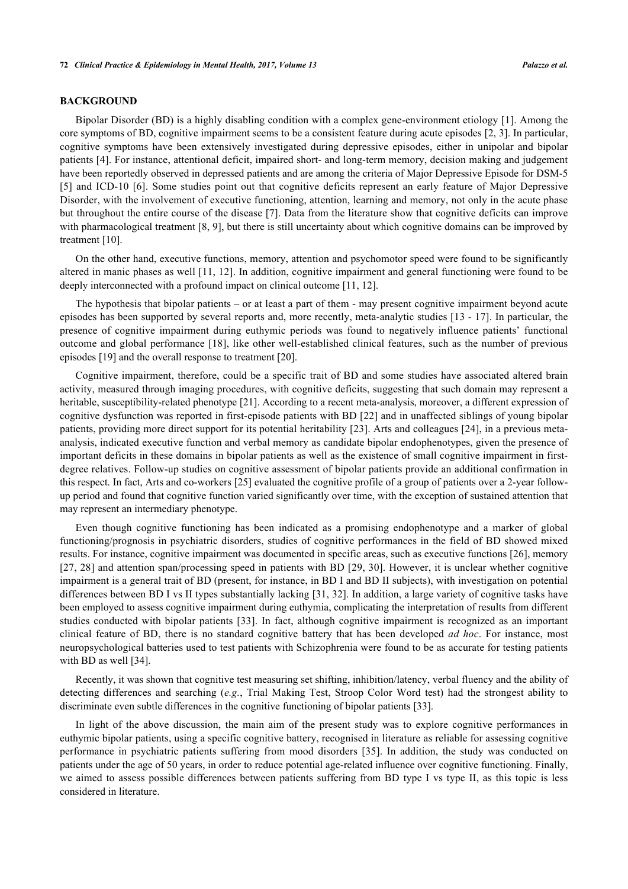## BACKGROUND

Bipolar Disorder (BD) is a highly disabling condition with a complex gene-environment etiology [1]. Among the core symptoms of BD, cognitive impairment seems to be a consistent feature during acute episodes [2, 3]. In particular, cognitive symptoms have been extensively investigated during depressive episodes, either in unipolar and bipolar patients [4]. For instance, attentional deficit, impaired short- and long-term memory, decision making and judgement have been reportedly observed in depressed patients and are among the criteria of Major Depressive Episode for DSM-5 [5] and ICD-10 [6]. Some studies point out that cognitive deficits represent an early feature of Major Depressive Disorder, with the involvement of executive functioning, attention, learning and memory, not only in the acute phase but throughout the entire course of the disease [7]. Data from the literature show that cognitive deficits can improve with pharmacological treatment [8, 9], but there is still uncertainty about which cognitive domains can be improved by treatment [10].

On the other hand, executive functions, memory, attention and psychomotor speed were found to be significantly altered in manic phases as well [11, 12]. In addition, cognitive impairment and general functioning were found to be deeply interconnected with a profound impact on clinical outcome [11, 12].

The hypothesis that bipolar patients – or at least a part of them - may present cognitive impairment beyond acute episodes has been supported by several reports and, more recently, meta-analytic studies [13 - 17]. In particular, the presence of cognitive impairment during euthymic periods was found to negatively influence patients' functional outcome and global performance [18], like other well-established clinical features, such as the number of previous episodes [19] and the overall response to treatment [20].

Cognitive impairment, therefore, could be a specific trait of BD and some studies have associated altered brain activity, measured through imaging procedures, with cognitive deficits, suggesting that such domain may represent a heritable, susceptibility-related phenotype [21]. According to a recent meta-analysis, moreover, a different expression of cognitive dysfunction was reported in first-episode patients with BD [22] and in unaffected siblings of young bipolar patients, providing more direct support for its potential heritability [23]. Arts and colleagues [24], in a previous meta-analysis, indicated executive function and verbal memory as candidate bipolar endophenotypes, given the presence of important deficits in these domains in bipolar patients as well as the existence of small cognitive impairment in first-degree relatives. Follow-up studies on cognitive assessment of bipolar patients provide an additional confirmation in this respect. In fact, Arts and co-workers [25] evaluated the cognitive profile of a group of patients over a 2-year follow-up period and found that cognitive function varied significantly over time, with the exception of sustained attention that may represent an intermediary phenotype.

Even though cognitive functioning has been indicated as a promising endophenotype and a marker of global functioning/prognosis in psychiatric disorders, studies of cognitive performances in the field of BD showed mixed results. For instance, cognitive impairment was documented in specific areas, such as executive functions [26], memory [27, 28] and attention span/processing speed in patients with BD [29, 30]. However, it is unclear whether cognitive impairment is a general trait of BD (present, for instance, in BD I and BD II subjects), with investigation on potential differences between BD I vs II types substantially lacking [31, 32]. In addition, a large variety of cognitive tasks have been employed to assess cognitive impairment during euthymia, complicating the interpretation of results from different studies conducted with bipolar patients [33]. In fact, although cognitive impairment is recognized as an important clinical feature of BD, there is no standard cognitive battery that has been developed *ad hoc*. For instance, most neuropsychological batteries used to test patients with Schizophrenia were found to be as accurate for testing patients with BD as well [34].

Recently, it was shown that cognitive test measuring set shifting, inhibition/latency, verbal fluency and the ability of detecting differences and searching (*e.g.*, Trial Making Test, Stroop Color Word test) had the strongest ability to discriminate even subtle differences in the cognitive functioning of bipolar patients [33].

In light of the above discussion, the main aim of the present study was to explore cognitive performances in euthymic bipolar patients, using a specific cognitive battery, recognised in literature as reliable for assessing cognitive performance in psychiatric patients suffering from mood disorders [35]. In addition, the study was conducted on patients under the age of 50 years, in order to reduce potential age-related influence over cognitive functioning. Finally, we aimed to assess possible differences between patients suffering from BD type I vs type II, as this topic is less considered in literature.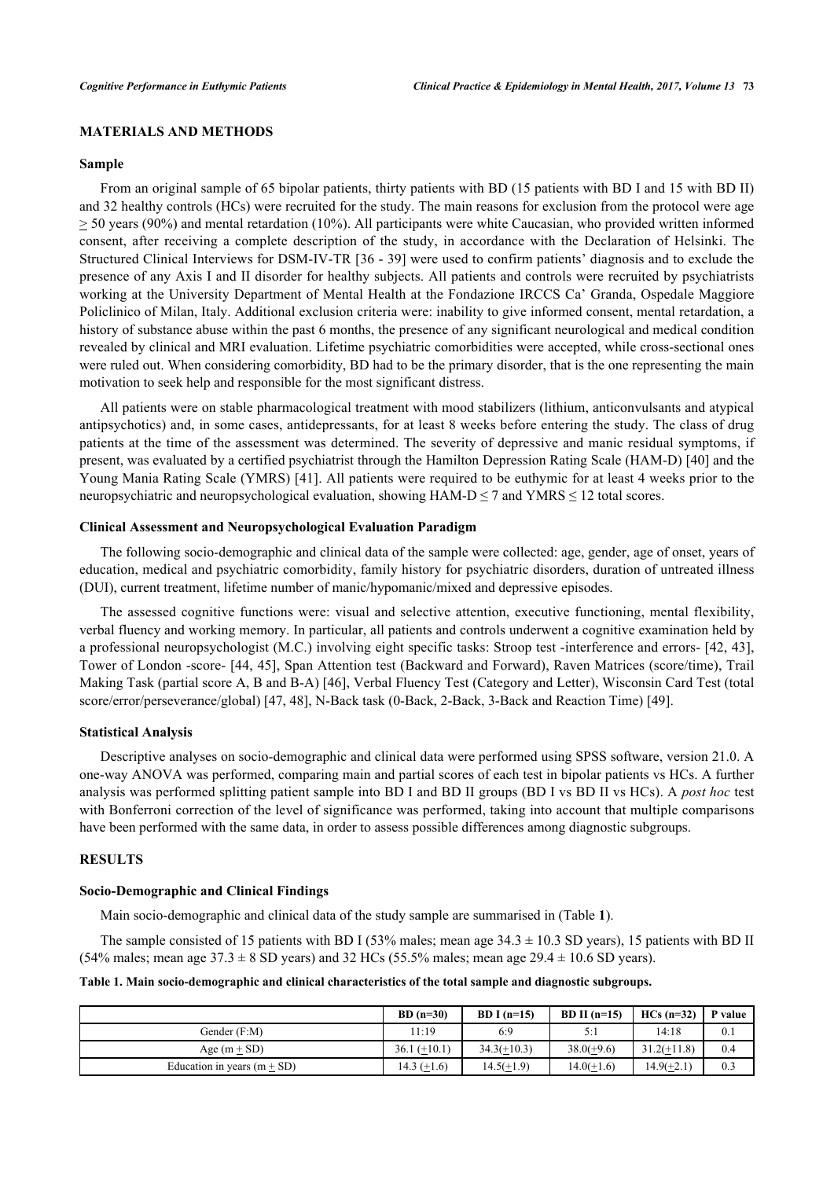## MATERIALS AND METHODS

### Sample

From an original sample of 65 bipolar patients, thirty patients with BD (15 patients with BD I and 15 with BD II) and 32 healthy controls (HCs) were recruited for the study. The main reasons for exclusion from the protocol were age ≥ 50 years (90%) and mental retardation (10%). All participants were white Caucasian, who provided written informed consent, after receiving a complete description of the study, in accordance with the Declaration of Helsinki. The Structured Clinical Interviews for DSM-IV-TR [36 - 39] were used to confirm patients' diagnosis and to exclude the presence of any Axis I and II disorder for healthy subjects. All patients and controls were recruited by psychiatrists working at the University Department of Mental Health at the Fondazione IRCCS Ca' Granda, Ospedale Maggiore Policlinico of Milan, Italy. Additional exclusion criteria were: inability to give informed consent, mental retardation, a history of substance abuse within the past 6 months, the presence of any significant neurological and medical condition revealed by clinical and MRI evaluation. Lifetime psychiatric comorbidities were accepted, while cross-sectional ones were ruled out. When considering comorbidity, BD had to be the primary disorder, that is the one representing the main motivation to seek help and responsible for the most significant distress.

All patients were on stable pharmacological treatment with mood stabilizers (lithium, anticonvulsants and atypical antipsychotics) and, in some cases, antidepressants, for at least 8 weeks before entering the study. The class of drug patients at the time of the assessment was determined. The severity of depressive and manic residual symptoms, if present, was evaluated by a certified psychiatrist through the Hamilton Depression Rating Scale (HAM-D) [40] and the Young Mania Rating Scale (YMRS) [41]. All patients were required to be euthymic for at least 4 weeks prior to the neuropsychiatric and neuropsychological evaluation, showing HAM-D ≤ 7 and YMRS ≤ 12 total scores.

### Clinical Assessment and Neuropsychological Evaluation Paradigm

The following socio-demographic and clinical data of the sample were collected: age, gender, age of onset, years of education, medical and psychiatric comorbidity, family history for psychiatric disorders, duration of untreated illness (DUI), current treatment, lifetime number of manic/hypomanic/mixed and depressive episodes.

The assessed cognitive functions were: visual and selective attention, executive functioning, mental flexibility, verbal fluency and working memory. In particular, all patients and controls underwent a cognitive examination held by a professional neuropsychologist (M.C.) involving eight specific tasks: Stroop test -interference and errors- [42, 43], Tower of London -score- [44, 45], Span Attention test (Backward and Forward), Raven Matrices (score/time), Trail Making Task (partial score A, B and B-A) [46], Verbal Fluency Test (Category and Letter), Wisconsin Card Test (total score/error/perseverance/global) [47, 48], N-Back task (0-Back, 2-Back, 3-Back and Reaction Time) [49].

### Statistical Analysis

Descriptive analyses on socio-demographic and clinical data were performed using SPSS software, version 21.0. A one-way ANOVA was performed, comparing main and partial scores of each test in bipolar patients vs HCs. A further analysis was performed splitting patient sample into BD I and BD II groups (BD I vs BD II vs HCs). A *post hoc* test with Bonferroni correction of the level of significance was performed, taking into account that multiple comparisons have been performed with the same data, in order to assess possible differences among diagnostic subgroups.

## RESULTS

### Socio-Demographic and Clinical Findings

Main socio-demographic and clinical data of the study sample are summarised in (Table **1**).

The sample consisted of 15 patients with BD I (53% males; mean age 34.3 ± 10.3 SD years), 15 patients with BD II (54% males; mean age 37.3 ± 8 SD years) and 32 HCs (55.5% males; mean age 29.4 ± 10.6 SD years).

**Table 1. Main socio-demographic and clinical characteristics of the total sample and diagnostic subgroups.**

| | BD (n=30) | BD I (n=15) | BD II (n=15) | HCs (n=32) | P value |
|---|---|---|---|---|---|
| Gender (F:M) | 11:19 | 6:9 | 5:1 | 14:18 | 0.1 |
| Age (m ± SD) | 36.1 (±10.1) | 34.3(±10.3) | 38.0(±9.6) | 31.2(±11.8) | 0.4 |
| Education in years (m ± SD) | 14.3 (±1.6) | 14.5(±1.9) | 14.0(±1.6) | 14.9(±2.1) | 0.3 |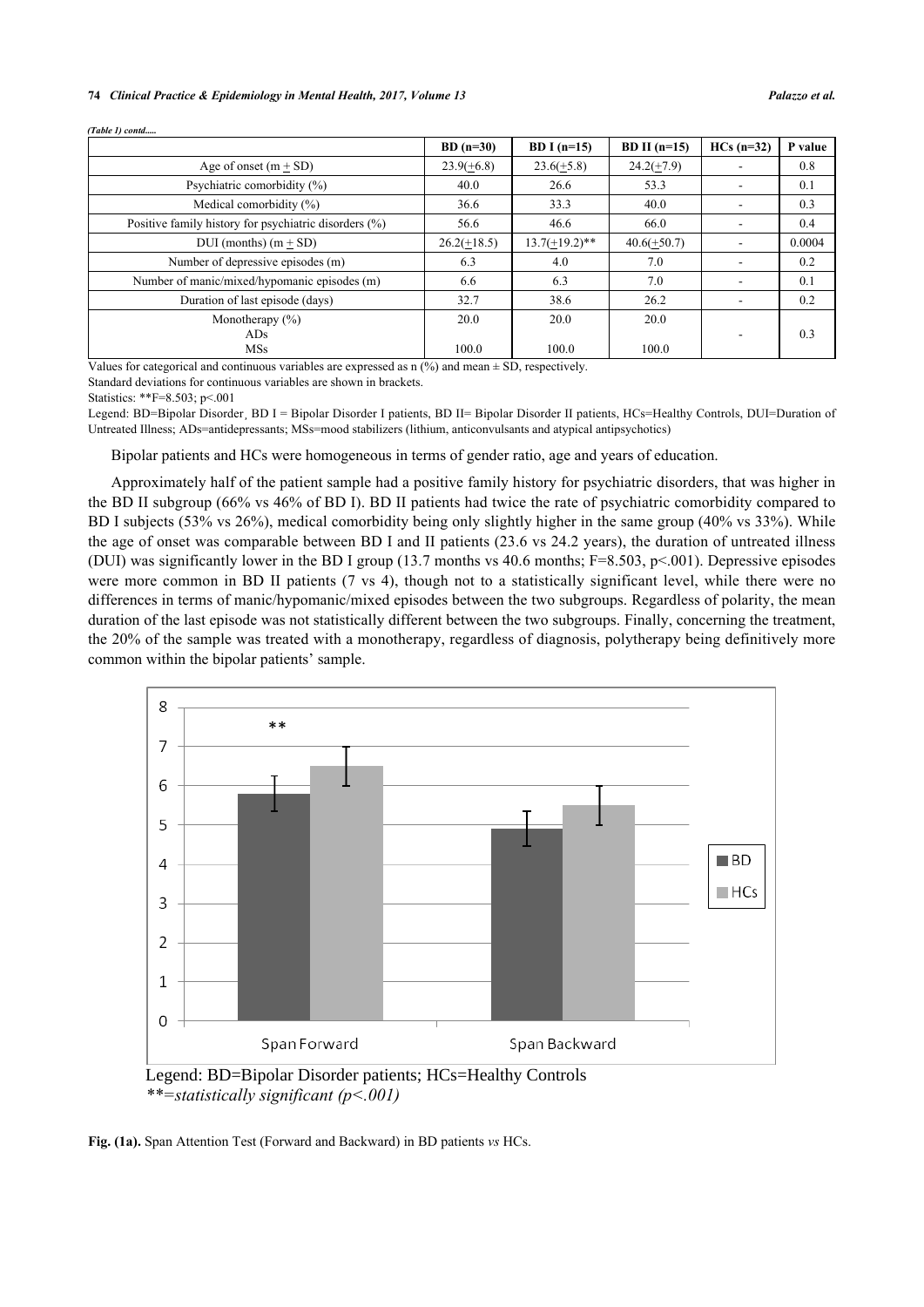*(Table 1) contd.....*

| | BD (n=30) | BD I (n=15) | BD II (n=15) | HCs (n=32) | P value |
|---|---|---|---|---|---|
| Age of onset (m + SD) | 23.9(+6.8) | 23.6(+5.8) | 24.2(+7.9) | - | 0.8 |
| Psychiatric comorbidity (%) | 40.0 | 26.6 | 53.3 | - | 0.1 |
| Medical comorbidity (%) | 36.6 | 33.3 | 40.0 | - | 0.3 |
| Positive family history for psychiatric disorders (%) | 56.6 | 46.6 | 66.0 | - | 0.4 |
| DUI (months) (m + SD) | 26.2(+18.5) | 13.7(+19.2)** | 40.6(+50.7) | - | 0.0004 |
| Number of depressive episodes (m) | 6.3 | 4.0 | 7.0 | - | 0.2 |
| Number of manic/mixed/hypomanic episodes (m) | 6.6 | 6.3 | 7.0 | - | 0.1 |
| Duration of last episode (days) | 32.7 | 38.6 | 26.2 | - | 0.2 |
| Monotherapy (%)<br>ADs<br>MSs | 20.0<br><br>100.0 | 20.0<br><br>100.0 | 20.0<br><br>100.0 | - | 0.3 |

Values for categorical and continuous variables are expressed as n (%) and mean ± SD, respectively.

Standard deviations for continuous variables are shown in brackets.

Statistics: **F=8.503; p<.001

Legend: BD=Bipolar Disorder¸ BD I = Bipolar Disorder I patients, BD II= Bipolar Disorder II patients, HCs=Healthy Controls, DUI=Duration of Untreated Illness; ADs=antidepressants; MSs=mood stabilizers (lithium, anticonvulsants and atypical antipsychotics)

Bipolar patients and HCs were homogeneous in terms of gender ratio, age and years of education.

Approximately half of the patient sample had a positive family history for psychiatric disorders, that was higher in the BD II subgroup (66% vs 46% of BD I). BD II patients had twice the rate of psychiatric comorbidity compared to BD I subjects (53% vs 26%), medical comorbidity being only slightly higher in the same group (40% vs 33%). While the age of onset was comparable between BD I and II patients (23.6 vs 24.2 years), the duration of untreated illness (DUI) was significantly lower in the BD I group (13.7 months vs 40.6 months; F=8.503, p<.001). Depressive episodes were more common in BD II patients (7 vs 4), though not to a statistically significant level, while there were no differences in terms of manic/hypomanic/mixed episodes between the two subgroups. Regardless of polarity, the mean duration of the last episode was not statistically different between the two subgroups. Finally, concerning the treatment, the 20% of the sample was treated with a monotherapy, regardless of diagnosis, polytherapy being definitively more common within the bipolar patients' sample.

Legend: BD=Bipolar Disorder patients; HCs=Healthy Controls
*\**=statistically significant (p<.001)*

**Fig. (1a).** Span Attention Test (Forward and Backward) in BD patients *vs* HCs.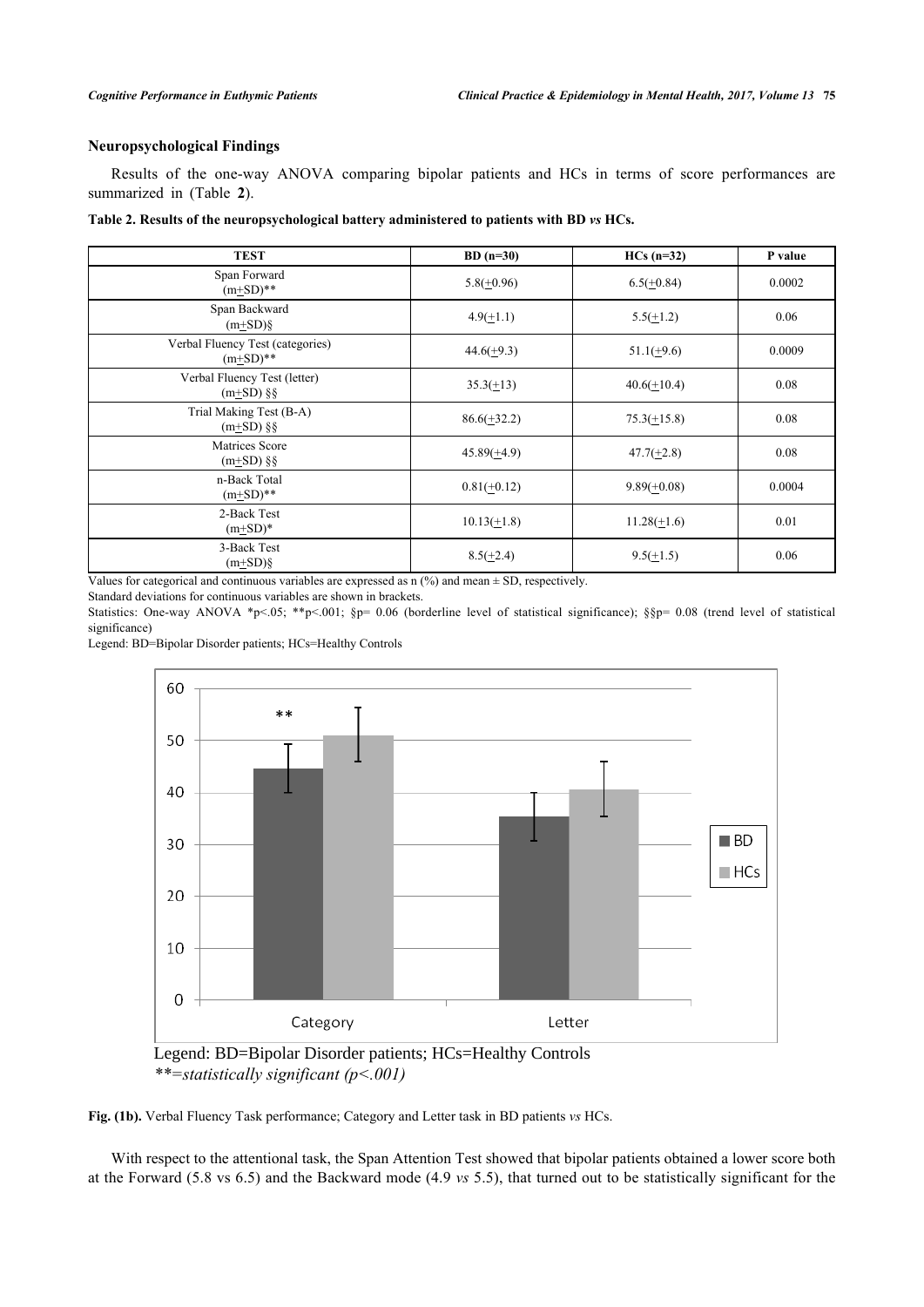### Neuropsychological Findings

Results of the one-way ANOVA comparing bipolar patients and HCs in terms of score performances are summarized in (Table **2**).

**Table 2. Results of the neuropsychological battery administered to patients with BD *vs* HCs.**

| TEST | BD (n=30) | HCs (n=32) | P value |
|---|---|---|---|
| Span Forward (m+SD)** | 5.8(+0.96) | 6.5(+0.84) | 0.0002 |
| Span Backward (m+SD)§ | 4.9(+1.1) | 5.5(+1.2) | 0.06 |
| Verbal Fluency Test (categories) (m+SD)** | 44.6(+9.3) | 51.1(+9.6) | 0.0009 |
| Verbal Fluency Test (letter) (m+SD) §§ | 35.3(+13) | 40.6(+10.4) | 0.08 |
| Trial Making Test (B-A) (m+SD) §§ | 86.6(+32.2) | 75.3(+15.8) | 0.08 |
| Matrices Score (m+SD) §§ | 45.89(+4.9) | 47.7(+2.8) | 0.08 |
| n-Back Total (m+SD)** | 0.81(+0.12) | 9.89(+0.08) | 0.0004 |
| 2-Back Test (m+SD)* | 10.13(+1.8) | 11.28(+1.6) | 0.01 |
| 3-Back Test (m+SD)§ | 8.5(+2.4) | 9.5(+1.5) | 0.06 |

Values for categorical and continuous variables are expressed as n (%) and mean ± SD, respectively.

Standard deviations for continuous variables are shown in brackets.

Statistics: One-way ANOVA *p<.05; **p<.001; §p= 0.06 (borderline level of statistical significance); §§p= 0.08 (trend level of statistical significance)

Legend: BD=Bipolar Disorder patients; HCs=Healthy Controls

Legend: BD=Bipolar Disorder patients; HCs=Healthy Controls

*\*\*=statistically significant (p<.001)*

**Fig. (1b).** Verbal Fluency Task performance; Category and Letter task in BD patients *vs* HCs.

With respect to the attentional task, the Span Attention Test showed that bipolar patients obtained a lower score both at the Forward (5.8 vs 6.5) and the Backward mode (4.9 *vs* 5.5), that turned out to be statistically significant for the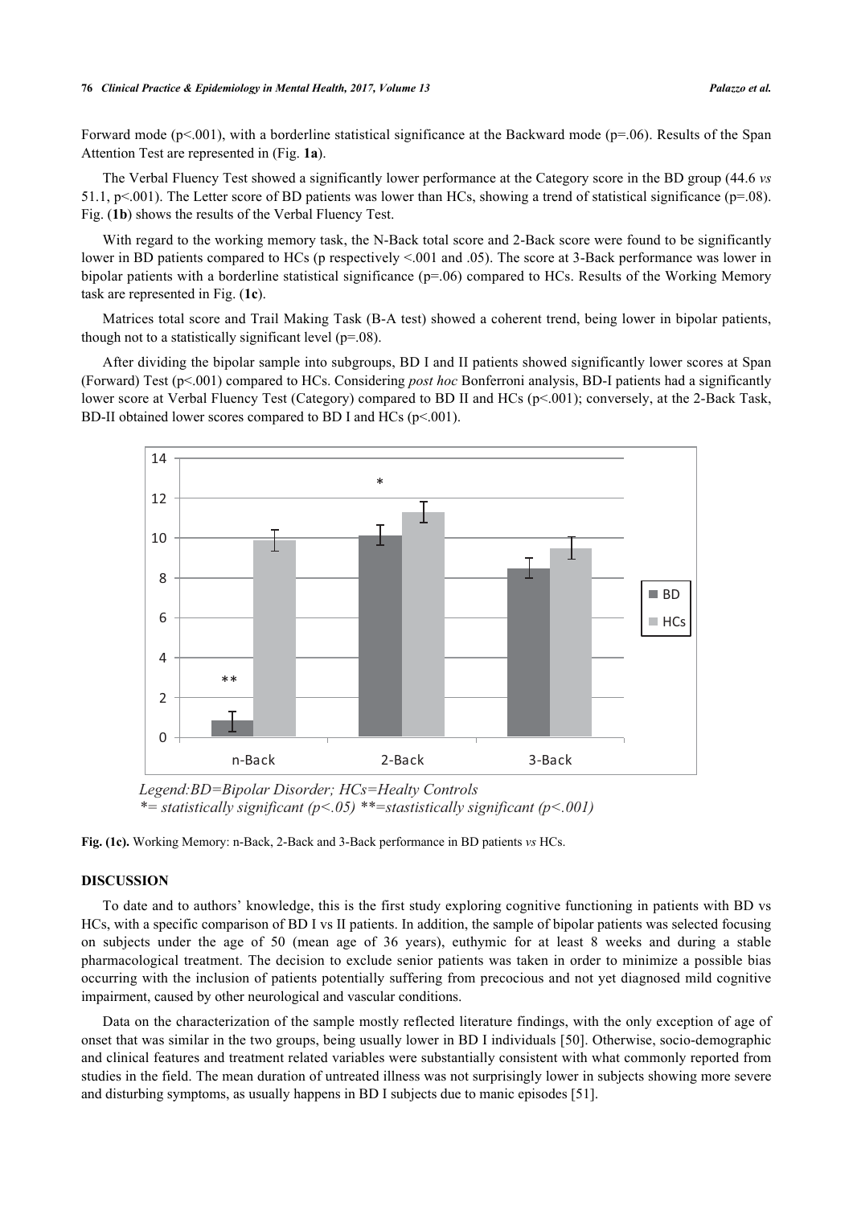Forward mode (p<.001), with a borderline statistical significance at the Backward mode (p=.06). Results of the Span Attention Test are represented in (Fig. **1a**).

The Verbal Fluency Test showed a significantly lower performance at the Category score in the BD group (44.6 *vs* 51.1, p<.001). The Letter score of BD patients was lower than HCs, showing a trend of statistical significance (p=.08). Fig. (**1b**) shows the results of the Verbal Fluency Test.

With regard to the working memory task, the N-Back total score and 2-Back score were found to be significantly lower in BD patients compared to HCs (p respectively <.001 and .05). The score at 3-Back performance was lower in bipolar patients with a borderline statistical significance (p=.06) compared to HCs. Results of the Working Memory task are represented in Fig. (**1c**).

Matrices total score and Trail Making Task (B-A test) showed a coherent trend, being lower in bipolar patients, though not to a statistically significant level (p=.08).

After dividing the bipolar sample into subgroups, BD I and II patients showed significantly lower scores at Span (Forward) Test (p<.001) compared to HCs. Considering *post hoc* Bonferroni analysis, BD-I patients had a significantly lower score at Verbal Fluency Test (Category) compared to BD II and HCs (p<.001); conversely, at the 2-Back Task, BD-II obtained lower scores compared to BD I and HCs (p<.001).

*Legend:BD=Bipolar Disorder; HCs=Healty Controls*
*\*= statistically significant (p<.05) \*\*=stastistically significant (p<.001)*

**Fig. (1c).** Working Memory: n-Back, 2-Back and 3-Back performance in BD patients *vs* HCs.

## DISCUSSION

To date and to authors' knowledge, this is the first study exploring cognitive functioning in patients with BD vs HCs, with a specific comparison of BD I vs II patients. In addition, the sample of bipolar patients was selected focusing on subjects under the age of 50 (mean age of 36 years), euthymic for at least 8 weeks and during a stable pharmacological treatment. The decision to exclude senior patients was taken in order to minimize a possible bias occurring with the inclusion of patients potentially suffering from precocious and not yet diagnosed mild cognitive impairment, caused by other neurological and vascular conditions.

Data on the characterization of the sample mostly reflected literature findings, with the only exception of age of onset that was similar in the two groups, being usually lower in BD I individuals [50]. Otherwise, socio-demographic and clinical features and treatment related variables were substantially consistent with what commonly reported from studies in the field. The mean duration of untreated illness was not surprisingly lower in subjects showing more severe and disturbing symptoms, as usually happens in BD I subjects due to manic episodes [51].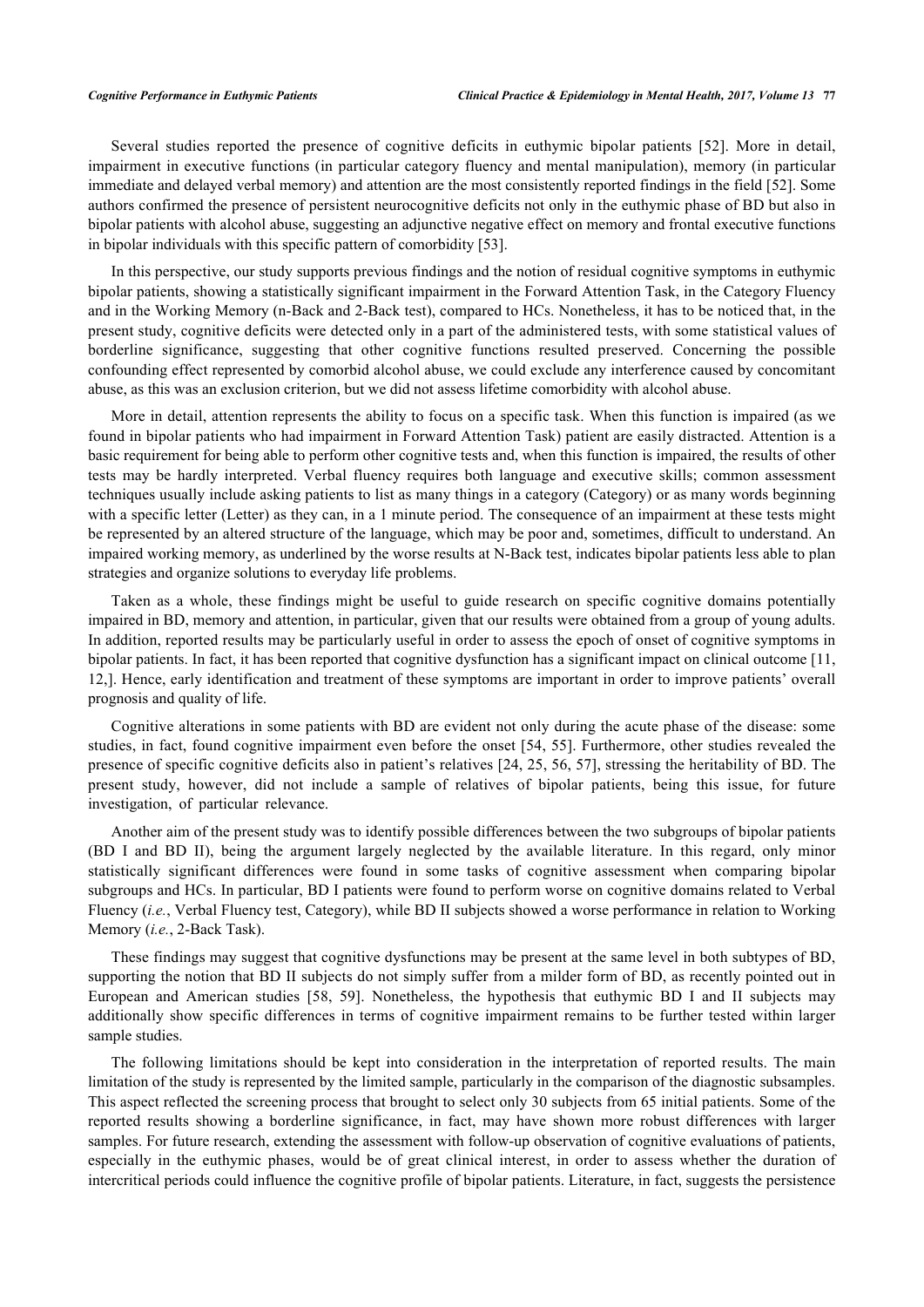Several studies reported the presence of cognitive deficits in euthymic bipolar patients [52]. More in detail, impairment in executive functions (in particular category fluency and mental manipulation), memory (in particular immediate and delayed verbal memory) and attention are the most consistently reported findings in the field [52]. Some authors confirmed the presence of persistent neurocognitive deficits not only in the euthymic phase of BD but also in bipolar patients with alcohol abuse, suggesting an adjunctive negative effect on memory and frontal executive functions in bipolar individuals with this specific pattern of comorbidity [53].

In this perspective, our study supports previous findings and the notion of residual cognitive symptoms in euthymic bipolar patients, showing a statistically significant impairment in the Forward Attention Task, in the Category Fluency and in the Working Memory (n-Back and 2-Back test), compared to HCs. Nonetheless, it has to be noticed that, in the present study, cognitive deficits were detected only in a part of the administered tests, with some statistical values of borderline significance, suggesting that other cognitive functions resulted preserved. Concerning the possible confounding effect represented by comorbid alcohol abuse, we could exclude any interference caused by concomitant abuse, as this was an exclusion criterion, but we did not assess lifetime comorbidity with alcohol abuse.

More in detail, attention represents the ability to focus on a specific task. When this function is impaired (as we found in bipolar patients who had impairment in Forward Attention Task) patient are easily distracted. Attention is a basic requirement for being able to perform other cognitive tests and, when this function is impaired, the results of other tests may be hardly interpreted. Verbal fluency requires both language and executive skills; common assessment techniques usually include asking patients to list as many things in a category (Category) or as many words beginning with a specific letter (Letter) as they can, in a 1 minute period. The consequence of an impairment at these tests might be represented by an altered structure of the language, which may be poor and, sometimes, difficult to understand. An impaired working memory, as underlined by the worse results at N-Back test, indicates bipolar patients less able to plan strategies and organize solutions to everyday life problems.

Taken as a whole, these findings might be useful to guide research on specific cognitive domains potentially impaired in BD, memory and attention, in particular, given that our results were obtained from a group of young adults. In addition, reported results may be particularly useful in order to assess the epoch of onset of cognitive symptoms in bipolar patients. In fact, it has been reported that cognitive dysfunction has a significant impact on clinical outcome [11, 12,]. Hence, early identification and treatment of these symptoms are important in order to improve patients' overall prognosis and quality of life.

Cognitive alterations in some patients with BD are evident not only during the acute phase of the disease: some studies, in fact, found cognitive impairment even before the onset [54, 55]. Furthermore, other studies revealed the presence of specific cognitive deficits also in patient's relatives [24, 25, 56, 57], stressing the heritability of BD. The present study, however, did not include a sample of relatives of bipolar patients, being this issue, for future investigation, of particular relevance.

Another aim of the present study was to identify possible differences between the two subgroups of bipolar patients (BD I and BD II), being the argument largely neglected by the available literature. In this regard, only minor statistically significant differences were found in some tasks of cognitive assessment when comparing bipolar subgroups and HCs. In particular, BD I patients were found to perform worse on cognitive domains related to Verbal Fluency (*i.e.*, Verbal Fluency test, Category), while BD II subjects showed a worse performance in relation to Working Memory (*i.e.*, 2-Back Task).

These findings may suggest that cognitive dysfunctions may be present at the same level in both subtypes of BD, supporting the notion that BD II subjects do not simply suffer from a milder form of BD, as recently pointed out in European and American studies [58, 59]. Nonetheless, the hypothesis that euthymic BD I and II subjects may additionally show specific differences in terms of cognitive impairment remains to be further tested within larger sample studies.

The following limitations should be kept into consideration in the interpretation of reported results. The main limitation of the study is represented by the limited sample, particularly in the comparison of the diagnostic subsamples. This aspect reflected the screening process that brought to select only 30 subjects from 65 initial patients. Some of the reported results showing a borderline significance, in fact, may have shown more robust differences with larger samples. For future research, extending the assessment with follow-up observation of cognitive evaluations of patients, especially in the euthymic phases, would be of great clinical interest, in order to assess whether the duration of intercritical periods could influence the cognitive profile of bipolar patients. Literature, in fact, suggests the persistence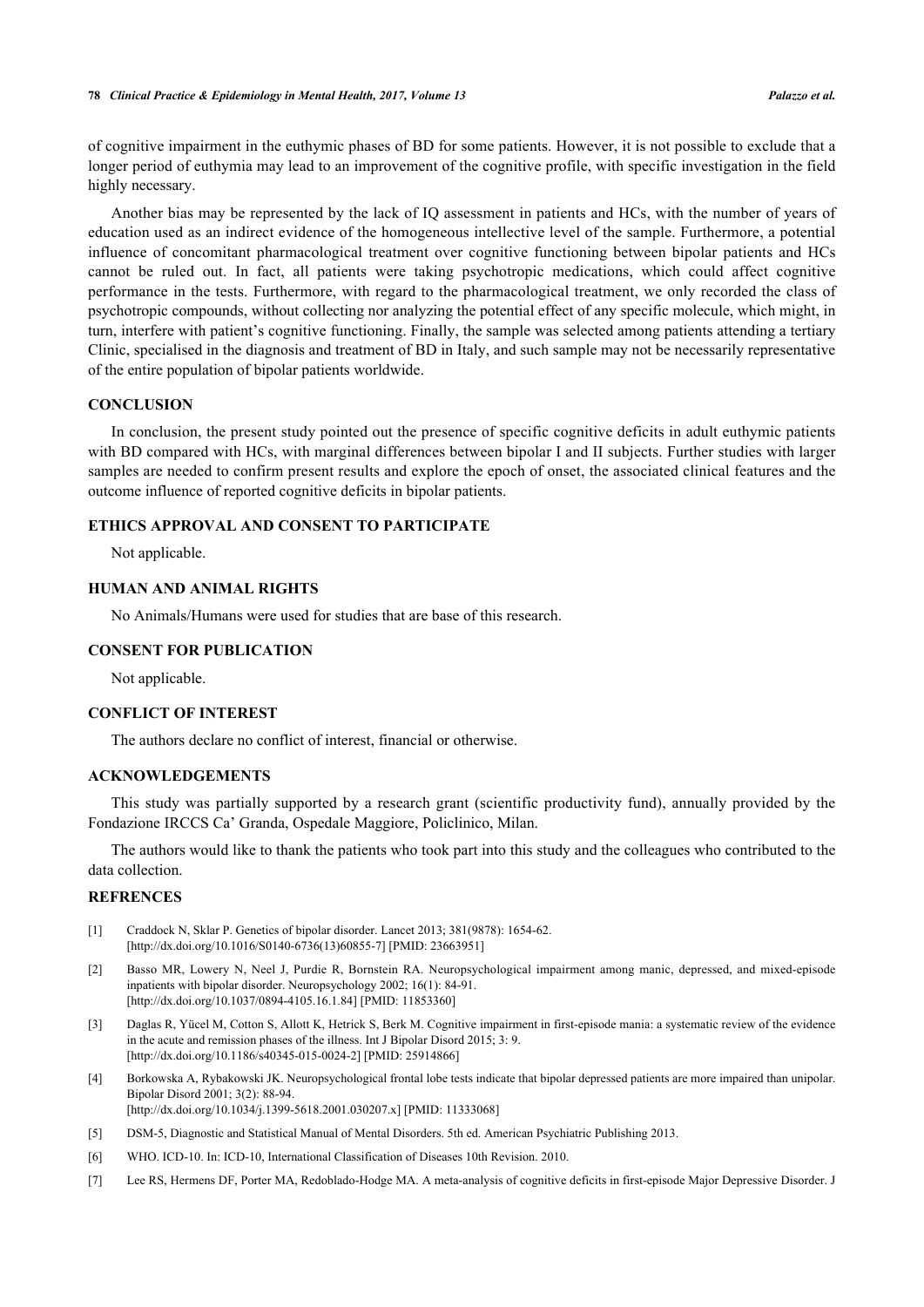of cognitive impairment in the euthymic phases of BD for some patients. However, it is not possible to exclude that a longer period of euthymia may lead to an improvement of the cognitive profile, with specific investigation in the field highly necessary.

Another bias may be represented by the lack of IQ assessment in patients and HCs, with the number of years of education used as an indirect evidence of the homogeneous intellective level of the sample. Furthermore, a potential influence of concomitant pharmacological treatment over cognitive functioning between bipolar patients and HCs cannot be ruled out. In fact, all patients were taking psychotropic medications, which could affect cognitive performance in the tests. Furthermore, with regard to the pharmacological treatment, we only recorded the class of psychotropic compounds, without collecting nor analyzing the potential effect of any specific molecule, which might, in turn, interfere with patient's cognitive functioning. Finally, the sample was selected among patients attending a tertiary Clinic, specialised in the diagnosis and treatment of BD in Italy, and such sample may not be necessarily representative of the entire population of bipolar patients worldwide.

## CONCLUSION

In conclusion, the present study pointed out the presence of specific cognitive deficits in adult euthymic patients with BD compared with HCs, with marginal differences between bipolar I and II subjects. Further studies with larger samples are needed to confirm present results and explore the epoch of onset, the associated clinical features and the outcome influence of reported cognitive deficits in bipolar patients.

## ETHICS APPROVAL AND CONSENT TO PARTICIPATE

Not applicable.

## HUMAN AND ANIMAL RIGHTS

No Animals/Humans were used for studies that are base of this research.

## CONSENT FOR PUBLICATION

Not applicable.

## CONFLICT OF INTEREST

The authors declare no conflict of interest, financial or otherwise.

## ACKNOWLEDGEMENTS

This study was partially supported by a research grant (scientific productivity fund), annually provided by the Fondazione IRCCS Ca' Granda, Ospedale Maggiore, Policlinico, Milan.

The authors would like to thank the patients who took part into this study and the colleagues who contributed to the data collection.

## REFRENCES

[1] Craddock N, Sklar P. Genetics of bipolar disorder. Lancet 2013; 381(9878): 1654-62. [http://dx.doi.org/10.1016/S0140-6736(13)60855-7] [PMID: 23663951]

[2] Basso MR, Lowery N, Neel J, Purdie R, Bornstein RA. Neuropsychological impairment among manic, depressed, and mixed-episode inpatients with bipolar disorder. Neuropsychology 2002; 16(1): 84-91. [http://dx.doi.org/10.1037/0894-4105.16.1.84] [PMID: 11853360]

[3] Daglas R, Yücel M, Cotton S, Allott K, Hetrick S, Berk M. Cognitive impairment in first-episode mania: a systematic review of the evidence in the acute and remission phases of the illness. Int J Bipolar Disord 2015; 3: 9. [http://dx.doi.org/10.1186/s40345-015-0024-2] [PMID: 25914866]

[4] Borkowska A, Rybakowski JK. Neuropsychological frontal lobe tests indicate that bipolar depressed patients are more impaired than unipolar. Bipolar Disord 2001; 3(2): 88-94. [http://dx.doi.org/10.1034/j.1399-5618.2001.030207.x] [PMID: 11333068]

[5] DSM-5, Diagnostic and Statistical Manual of Mental Disorders. 5th ed. American Psychiatric Publishing 2013.

[6] WHO. ICD-10. In: ICD-10, International Classification of Diseases 10th Revision. 2010.

[7] Lee RS, Hermens DF, Porter MA, Redoblado-Hodge MA. A meta-analysis of cognitive deficits in first-episode Major Depressive Disorder. J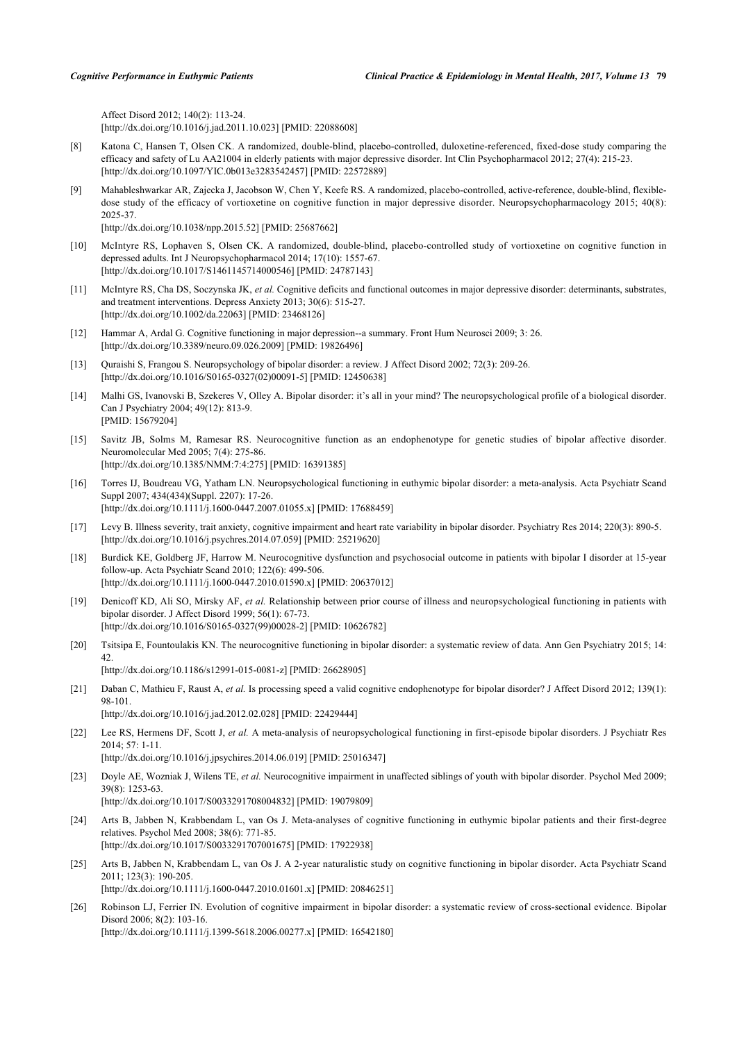Affect Disord 2012; 140(2): 113-24.
[http://dx.doi.org/10.1016/j.jad.2011.10.023] [PMID: 22088608]

[8] Katona C, Hansen T, Olsen CK. A randomized, double-blind, placebo-controlled, duloxetine-referenced, fixed-dose study comparing the efficacy and safety of Lu AA21004 in elderly patients with major depressive disorder. Int Clin Psychopharmacol 2012; 27(4): 215-23.
[http://dx.doi.org/10.1097/YIC.0b013e3283542457] [PMID: 22572889]

[9] Mahableshwarkar AR, Zajecka J, Jacobson W, Chen Y, Keefe RS. A randomized, placebo-controlled, active-reference, double-blind, flexible-dose study of the efficacy of vortioxetine on cognitive function in major depressive disorder. Neuropsychopharmacology 2015; 40(8): 2025-37.
[http://dx.doi.org/10.1038/npp.2015.52] [PMID: 25687662]

[10] McIntyre RS, Lophaven S, Olsen CK. A randomized, double-blind, placebo-controlled study of vortioxetine on cognitive function in depressed adults. Int J Neuropsychopharmacol 2014; 17(10): 1557-67.
[http://dx.doi.org/10.1017/S1461145714000546] [PMID: 24787143]

[11] McIntyre RS, Cha DS, Soczynska JK, *et al.* Cognitive deficits and functional outcomes in major depressive disorder: determinants, substrates, and treatment interventions. Depress Anxiety 2013; 30(6): 515-27.
[http://dx.doi.org/10.1002/da.22063] [PMID: 23468126]

[12] Hammar A, Ardal G. Cognitive functioning in major depression--a summary. Front Hum Neurosci 2009; 3: 26.
[http://dx.doi.org/10.3389/neuro.09.026.2009] [PMID: 19826496]

[13] Quraishi S, Frangou S. Neuropsychology of bipolar disorder: a review. J Affect Disord 2002; 72(3): 209-26.
[http://dx.doi.org/10.1016/S0165-0327(02)00091-5] [PMID: 12450638]

[14] Malhi GS, Ivanovski B, Szekeres V, Olley A. Bipolar disorder: it's all in your mind? The neuropsychological profile of a biological disorder. Can J Psychiatry 2004; 49(12): 813-9.
[PMID: 15679204]

[15] Savitz JB, Solms M, Ramesar RS. Neurocognitive function as an endophenotype for genetic studies of bipolar affective disorder. Neuromolecular Med 2005; 7(4): 275-86.
[http://dx.doi.org/10.1385/NMM:7:4:275] [PMID: 16391385]

[16] Torres IJ, Boudreau VG, Yatham LN. Neuropsychological functioning in euthymic bipolar disorder: a meta-analysis. Acta Psychiatr Scand Suppl 2007; 434(434)(Suppl. 2207): 17-26.
[http://dx.doi.org/10.1111/j.1600-0447.2007.01055.x] [PMID: 17688459]

[17] Levy B. Illness severity, trait anxiety, cognitive impairment and heart rate variability in bipolar disorder. Psychiatry Res 2014; 220(3): 890-5.
[http://dx.doi.org/10.1016/j.psychres.2014.07.059] [PMID: 25219620]

[18] Burdick KE, Goldberg JF, Harrow M. Neurocognitive dysfunction and psychosocial outcome in patients with bipolar I disorder at 15-year follow-up. Acta Psychiatr Scand 2010; 122(6): 499-506.
[http://dx.doi.org/10.1111/j.1600-0447.2010.01590.x] [PMID: 20637012]

[19] Denicoff KD, Ali SO, Mirsky AF, *et al.* Relationship between prior course of illness and neuropsychological functioning in patients with bipolar disorder. J Affect Disord 1999; 56(1): 67-73.
[http://dx.doi.org/10.1016/S0165-0327(99)00028-2] [PMID: 10626782]

[20] Tsitsipa E, Fountoulakis KN. The neurocognitive functioning in bipolar disorder: a systematic review of data. Ann Gen Psychiatry 2015; 14: 42.
[http://dx.doi.org/10.1186/s12991-015-0081-z] [PMID: 26628905]

[21] Daban C, Mathieu F, Raust A, *et al.* Is processing speed a valid cognitive endophenotype for bipolar disorder? J Affect Disord 2012; 139(1): 98-101.
[http://dx.doi.org/10.1016/j.jad.2012.02.028] [PMID: 22429444]

[22] Lee RS, Hermens DF, Scott J, *et al.* A meta-analysis of neuropsychological functioning in first-episode bipolar disorders. J Psychiatr Res 2014; 57: 1-11.
[http://dx.doi.org/10.1016/j.jpsychires.2014.06.019] [PMID: 25016347]

[23] Doyle AE, Wozniak J, Wilens TE, *et al.* Neurocognitive impairment in unaffected siblings of youth with bipolar disorder. Psychol Med 2009; 39(8): 1253-63.
[http://dx.doi.org/10.1017/S0033291708004832] [PMID: 19079809]

[24] Arts B, Jabben N, Krabbendam L, van Os J. Meta-analyses of cognitive functioning in euthymic bipolar patients and their first-degree relatives. Psychol Med 2008; 38(6): 771-85.
[http://dx.doi.org/10.1017/S0033291707001675] [PMID: 17922938]

[25] Arts B, Jabben N, Krabbendam L, van Os J. A 2-year naturalistic study on cognitive functioning in bipolar disorder. Acta Psychiatr Scand 2011; 123(3): 190-205.
[http://dx.doi.org/10.1111/j.1600-0447.2010.01601.x] [PMID: 20846251]

[26] Robinson LJ, Ferrier IN. Evolution of cognitive impairment in bipolar disorder: a systematic review of cross-sectional evidence. Bipolar Disord 2006; 8(2): 103-16.
[http://dx.doi.org/10.1111/j.1399-5618.2006.00277.x] [PMID: 16542180]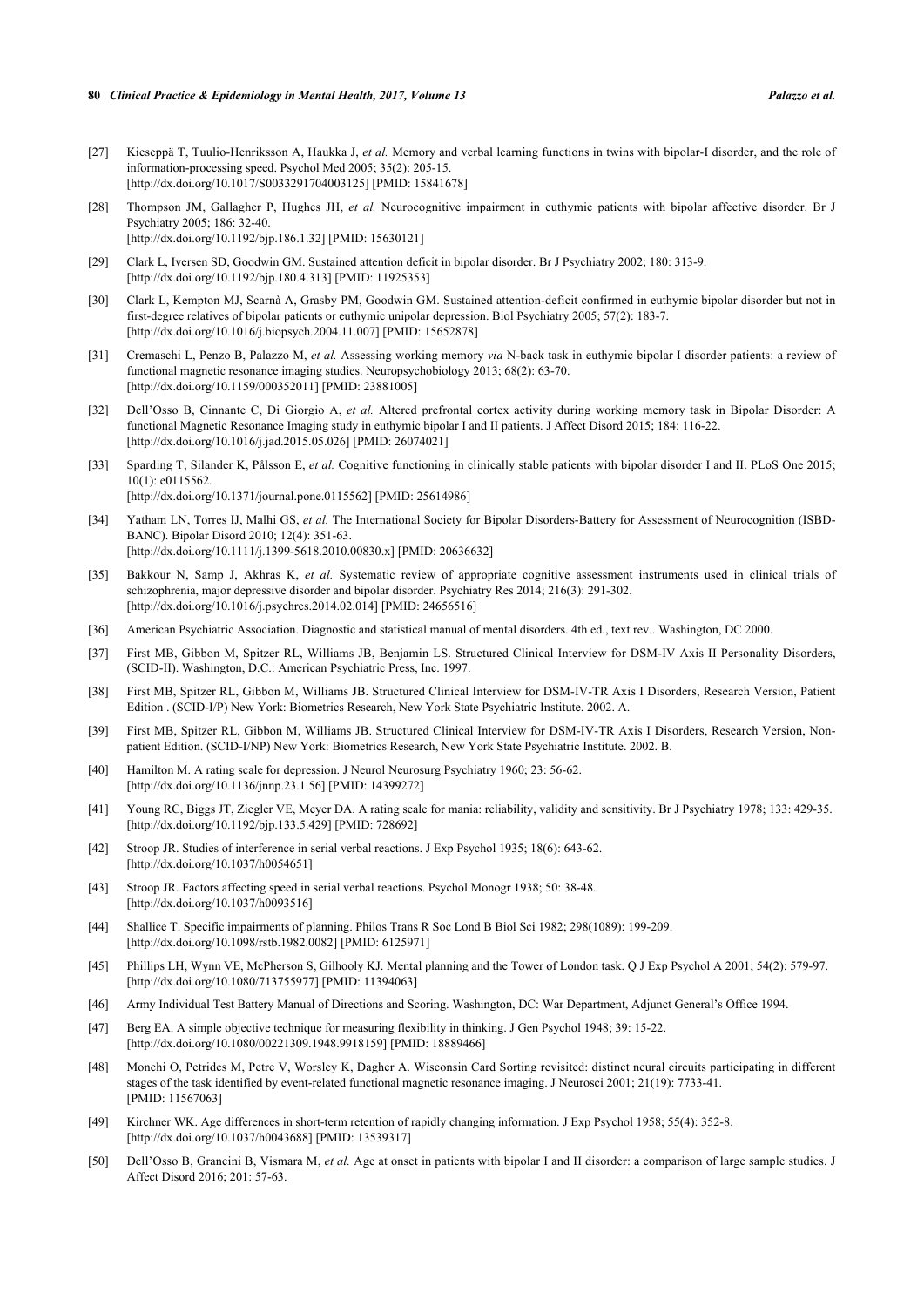[27] Kieseppä T, Tuulio-Henriksson A, Haukka J, *et al.* Memory and verbal learning functions in twins with bipolar-I disorder, and the role of information-processing speed. Psychol Med 2005; 35(2): 205-15.
[http://dx.doi.org/10.1017/S0033291704003125] [PMID: 15841678]

[28] Thompson JM, Gallagher P, Hughes JH, *et al.* Neurocognitive impairment in euthymic patients with bipolar affective disorder. Br J Psychiatry 2005; 186: 32-40.
[http://dx.doi.org/10.1192/bjp.186.1.32] [PMID: 15630121]

[29] Clark L, Iversen SD, Goodwin GM. Sustained attention deficit in bipolar disorder. Br J Psychiatry 2002; 180: 313-9.
[http://dx.doi.org/10.1192/bjp.180.4.313] [PMID: 11925353]

[30] Clark L, Kempton MJ, Scarnà A, Grasby PM, Goodwin GM. Sustained attention-deficit confirmed in euthymic bipolar disorder but not in first-degree relatives of bipolar patients or euthymic unipolar depression. Biol Psychiatry 2005; 57(2): 183-7.
[http://dx.doi.org/10.1016/j.biopsych.2004.11.007] [PMID: 15652878]

[31] Cremaschi L, Penzo B, Palazzo M, *et al.* Assessing working memory *via* N-back task in euthymic bipolar I disorder patients: a review of functional magnetic resonance imaging studies. Neuropsychobiology 2013; 68(2): 63-70.
[http://dx.doi.org/10.1159/000352011] [PMID: 23881005]

[32] Dell'Osso B, Cinnante C, Di Giorgio A, *et al.* Altered prefrontal cortex activity during working memory task in Bipolar Disorder: A functional Magnetic Resonance Imaging study in euthymic bipolar I and II patients. J Affect Disord 2015; 184: 116-22.
[http://dx.doi.org/10.1016/j.jad.2015.05.026] [PMID: 26074021]

[33] Sparding T, Silander K, Pålsson E, *et al.* Cognitive functioning in clinically stable patients with bipolar disorder I and II. PLoS One 2015; 10(1): e0115562.
[http://dx.doi.org/10.1371/journal.pone.0115562] [PMID: 25614986]

[34] Yatham LN, Torres IJ, Malhi GS, *et al.* The International Society for Bipolar Disorders-Battery for Assessment of Neurocognition (ISBD-BANC). Bipolar Disord 2010; 12(4): 351-63.
[http://dx.doi.org/10.1111/j.1399-5618.2010.00830.x] [PMID: 20636632]

[35] Bakkour N, Samp J, Akhras K, *et al.* Systematic review of appropriate cognitive assessment instruments used in clinical trials of schizophrenia, major depressive disorder and bipolar disorder. Psychiatry Res 2014; 216(3): 291-302.
[http://dx.doi.org/10.1016/j.psychres.2014.02.014] [PMID: 24656516]

[36] American Psychiatric Association. Diagnostic and statistical manual of mental disorders. 4th ed., text rev.. Washington, DC 2000.

[37] First MB, Gibbon M, Spitzer RL, Williams JB, Benjamin LS. Structured Clinical Interview for DSM-IV Axis II Personality Disorders, (SCID-II). Washington, D.C.: American Psychiatric Press, Inc. 1997.

[38] First MB, Spitzer RL, Gibbon M, Williams JB. Structured Clinical Interview for DSM-IV-TR Axis I Disorders, Research Version, Patient Edition . (SCID-I/P) New York: Biometrics Research, New York State Psychiatric Institute. 2002. A.

[39] First MB, Spitzer RL, Gibbon M, Williams JB. Structured Clinical Interview for DSM-IV-TR Axis I Disorders, Research Version, Non-patient Edition. (SCID-I/NP) New York: Biometrics Research, New York State Psychiatric Institute. 2002. B.

[40] Hamilton M. A rating scale for depression. J Neurol Neurosurg Psychiatry 1960; 23: 56-62.
[http://dx.doi.org/10.1136/jnnp.23.1.56] [PMID: 14399272]

[41] Young RC, Biggs JT, Ziegler VE, Meyer DA. A rating scale for mania: reliability, validity and sensitivity. Br J Psychiatry 1978; 133: 429-35.
[http://dx.doi.org/10.1192/bjp.133.5.429] [PMID: 728692]

[42] Stroop JR. Studies of interference in serial verbal reactions. J Exp Psychol 1935; 18(6): 643-62.
[http://dx.doi.org/10.1037/h0054651]

[43] Stroop JR. Factors affecting speed in serial verbal reactions. Psychol Monogr 1938; 50: 38-48.
[http://dx.doi.org/10.1037/h0093516]

[44] Shallice T. Specific impairments of planning. Philos Trans R Soc Lond B Biol Sci 1982; 298(1089): 199-209.
[http://dx.doi.org/10.1098/rstb.1982.0082] [PMID: 6125971]

[45] Phillips LH, Wynn VE, McPherson S, Gilhooly KJ. Mental planning and the Tower of London task. Q J Exp Psychol A 2001; 54(2): 579-97.
[http://dx.doi.org/10.1080/713755977] [PMID: 11394063]

[46] Army Individual Test Battery Manual of Directions and Scoring. Washington, DC: War Department, Adjunct General's Office 1994.

[47] Berg EA. A simple objective technique for measuring flexibility in thinking. J Gen Psychol 1948; 39: 15-22.
[http://dx.doi.org/10.1080/00221309.1948.9918159] [PMID: 18889466]

[48] Monchi O, Petrides M, Petre V, Worsley K, Dagher A. Wisconsin Card Sorting revisited: distinct neural circuits participating in different stages of the task identified by event-related functional magnetic resonance imaging. J Neurosci 2001; 21(19): 7733-41.
[PMID: 11567063]

[49] Kirchner WK. Age differences in short-term retention of rapidly changing information. J Exp Psychol 1958; 55(4): 352-8.
[http://dx.doi.org/10.1037/h0043688] [PMID: 13539317]

[50] Dell'Osso B, Grancini B, Vismara M, *et al.* Age at onset in patients with bipolar I and II disorder: a comparison of large sample studies. J Affect Disord 2016; 201: 57-63.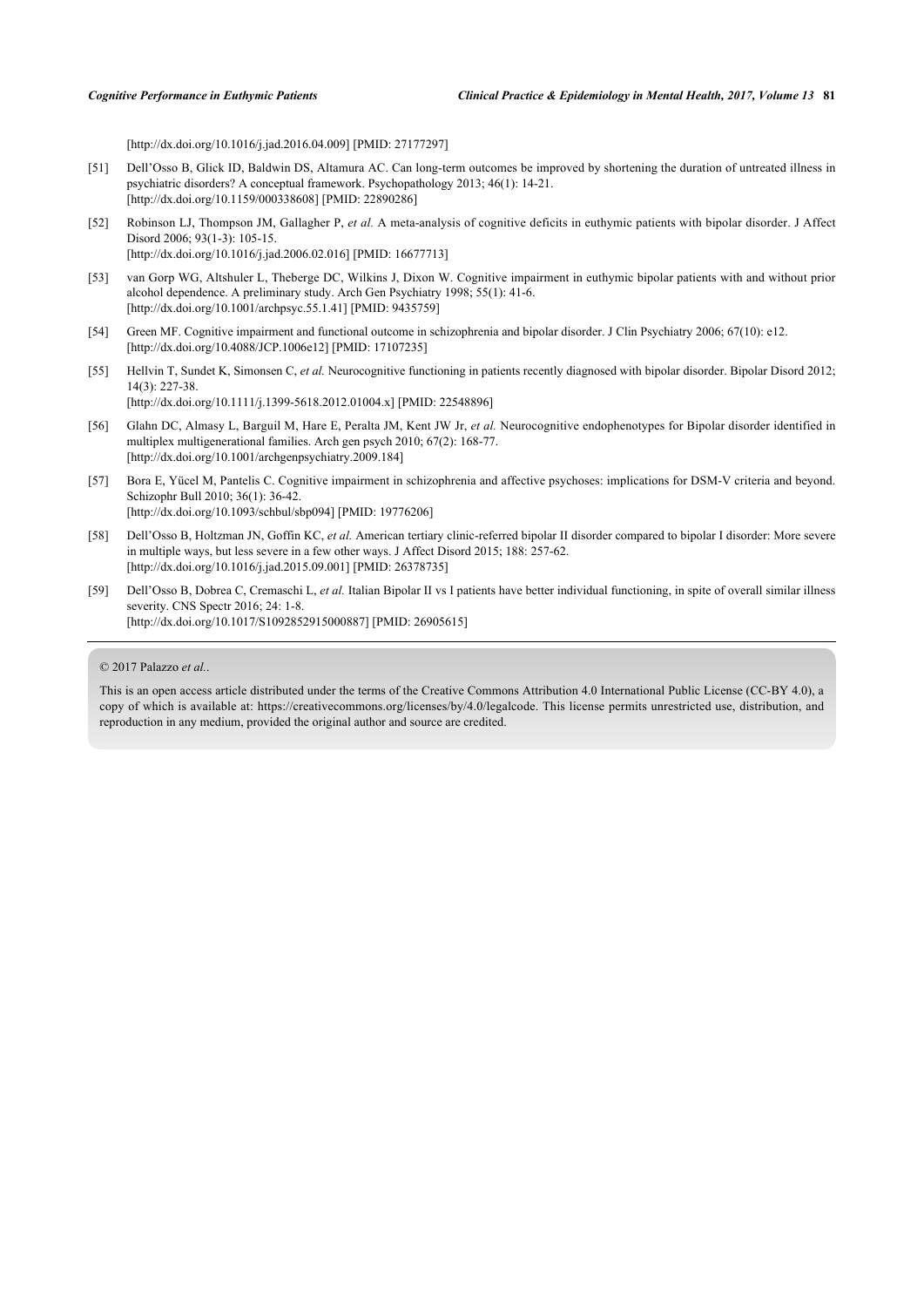[http://dx.doi.org/10.1016/j.jad.2016.04.009] [PMID: 27177297]

[51] Dell'Osso B, Glick ID, Baldwin DS, Altamura AC. Can long-term outcomes be improved by shortening the duration of untreated illness in psychiatric disorders? A conceptual framework. Psychopathology 2013; 46(1): 14-21. [http://dx.doi.org/10.1159/000338608] [PMID: 22890286]

[52] Robinson LJ, Thompson JM, Gallagher P, *et al.* A meta-analysis of cognitive deficits in euthymic patients with bipolar disorder. J Affect Disord 2006; 93(1-3): 105-15. [http://dx.doi.org/10.1016/j.jad.2006.02.016] [PMID: 16677713]

[53] van Gorp WG, Altshuler L, Theberge DC, Wilkins J, Dixon W. Cognitive impairment in euthymic bipolar patients with and without prior alcohol dependence. A preliminary study. Arch Gen Psychiatry 1998; 55(1): 41-6. [http://dx.doi.org/10.1001/archpsyc.55.1.41] [PMID: 9435759]

[54] Green MF. Cognitive impairment and functional outcome in schizophrenia and bipolar disorder. J Clin Psychiatry 2006; 67(10): e12. [http://dx.doi.org/10.4088/JCP.1006e12] [PMID: 17107235]

[55] Hellvin T, Sundet K, Simonsen C, *et al.* Neurocognitive functioning in patients recently diagnosed with bipolar disorder. Bipolar Disord 2012; 14(3): 227-38. [http://dx.doi.org/10.1111/j.1399-5618.2012.01004.x] [PMID: 22548896]

[56] Glahn DC, Almasy L, Barguil M, Hare E, Peralta JM, Kent JW Jr, *et al.* Neurocognitive endophenotypes for Bipolar disorder identified in multiplex multigenerational families. Arch gen psych 2010; 67(2): 168-77. [http://dx.doi.org/10.1001/archgenpsychiatry.2009.184]

[57] Bora E, Yücel M, Pantelis C. Cognitive impairment in schizophrenia and affective psychoses: implications for DSM-V criteria and beyond. Schizophr Bull 2010; 36(1): 36-42. [http://dx.doi.org/10.1093/schbul/sbp094] [PMID: 19776206]

[58] Dell'Osso B, Holtzman JN, Goffin KC, *et al.* American tertiary clinic-referred bipolar II disorder compared to bipolar I disorder: More severe in multiple ways, but less severe in a few other ways. J Affect Disord 2015; 188: 257-62. [http://dx.doi.org/10.1016/j.jad.2015.09.001] [PMID: 26378735]

[59] Dell'Osso B, Dobrea C, Cremaschi L, *et al.* Italian Bipolar II vs I patients have better individual functioning, in spite of overall similar illness severity. CNS Spectr 2016; 24: 1-8. [http://dx.doi.org/10.1017/S1092852915000887] [PMID: 26905615]

---

© 2017 Palazzo *et al.*.

This is an open access article distributed under the terms of the Creative Commons Attribution 4.0 International Public License (CC-BY 4.0), a copy of which is available at: https://creativecommons.org/licenses/by/4.0/legalcode. This license permits unrestricted use, distribution, and reproduction in any medium, provided the original author and source are credited.